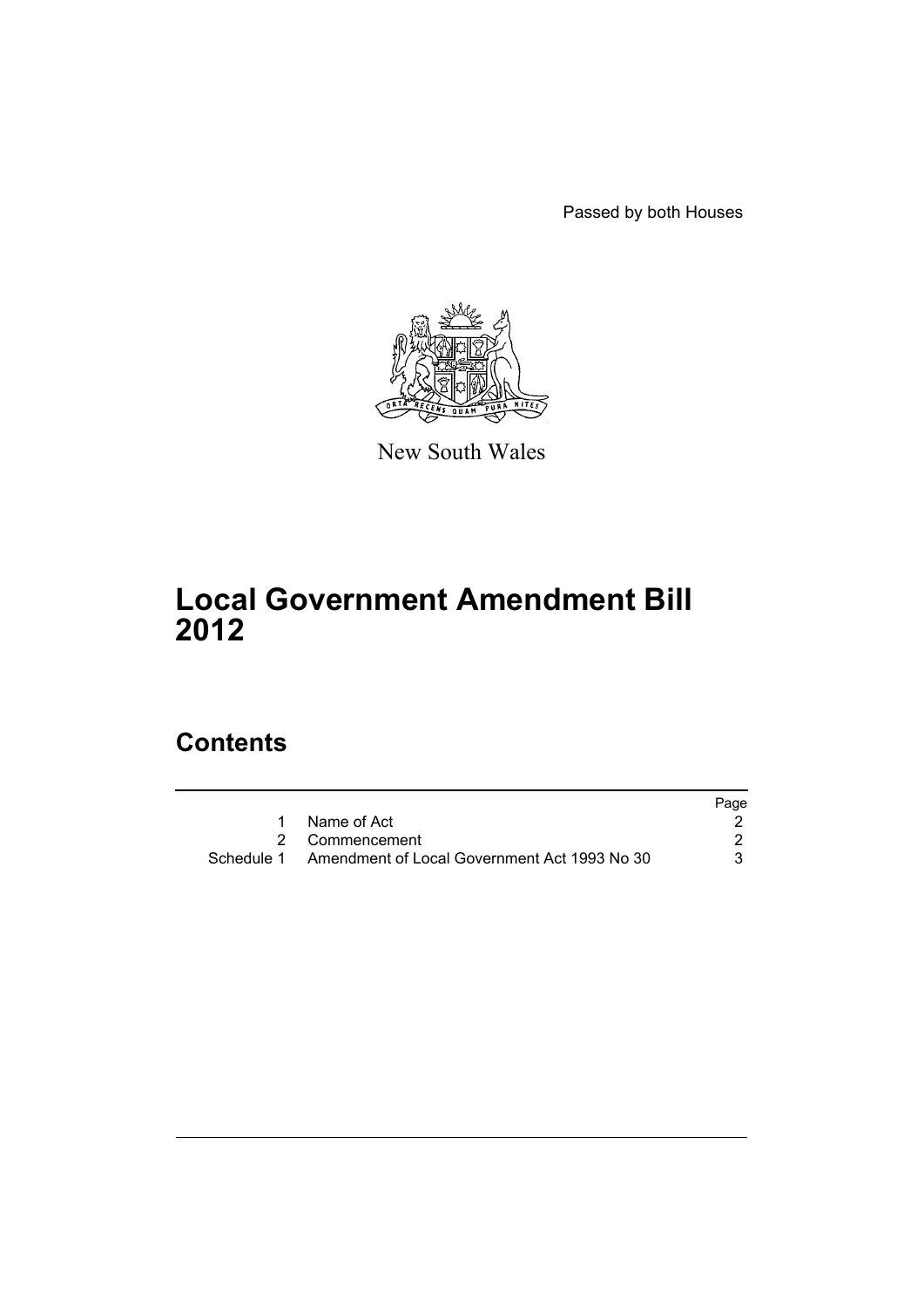Passed by both Houses

New South Wales

# Local Government Amendment Bill 2012

## Contents

| | | Page |
|---|---|---|
| 1 | Name of Act | 2 |
| 2 | Commencement | 2 |
| Schedule 1 | Amendment of Local Government Act 1993 No 30 | 3 |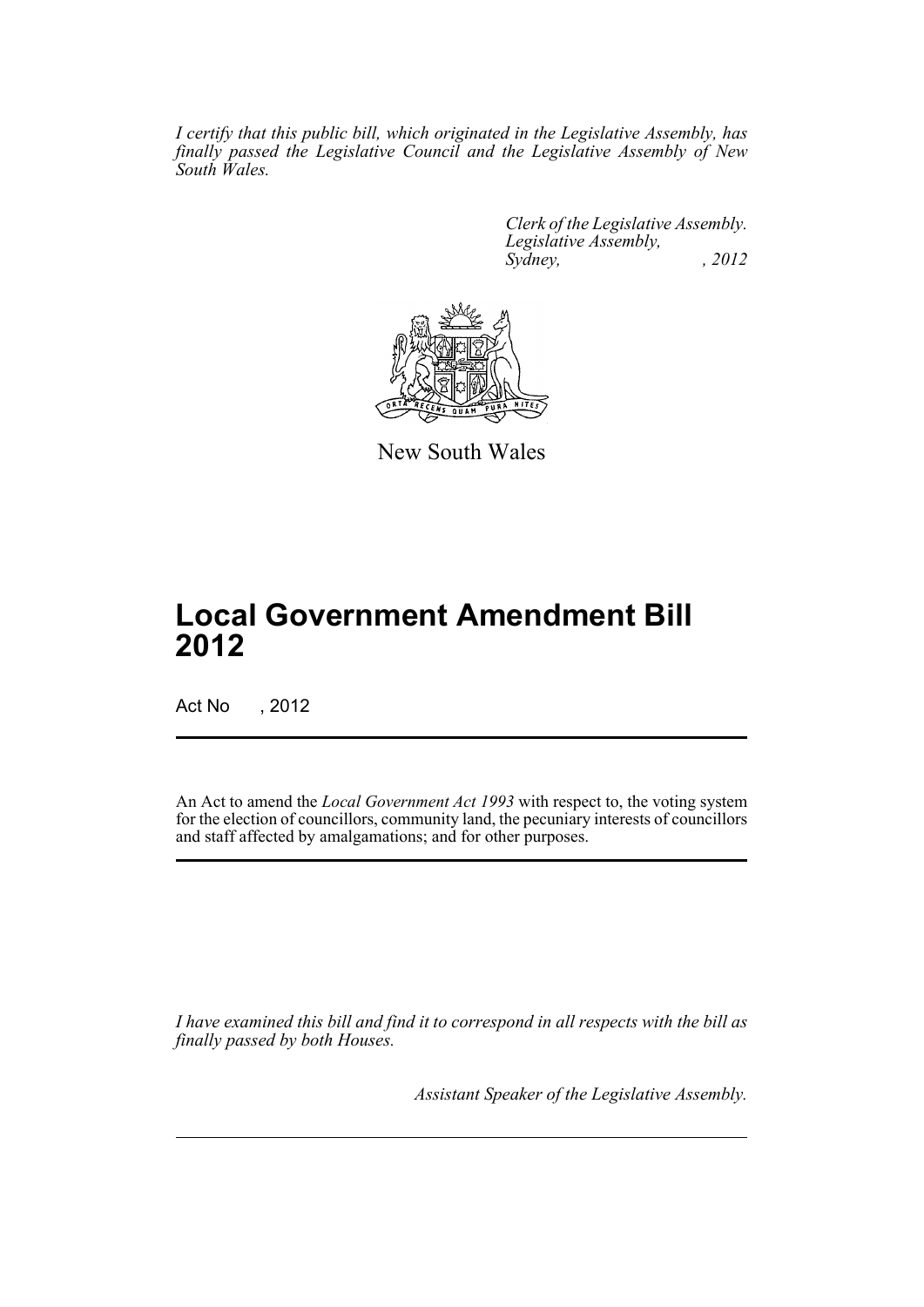*I certify that this public bill, which originated in the Legislative Assembly, has finally passed the Legislative Council and the Legislative Assembly of New South Wales.*

*Clerk of the Legislative Assembly.*
*Legislative Assembly,*
*Sydney, , 2012*

New South Wales

# Local Government Amendment Bill 2012

Act No , 2012

An Act to amend the *Local Government Act 1993* with respect to, the voting system for the election of councillors, community land, the pecuniary interests of councillors and staff affected by amalgamations; and for other purposes.

*I have examined this bill and find it to correspond in all respects with the bill as finally passed by both Houses.*

*Assistant Speaker of the Legislative Assembly.*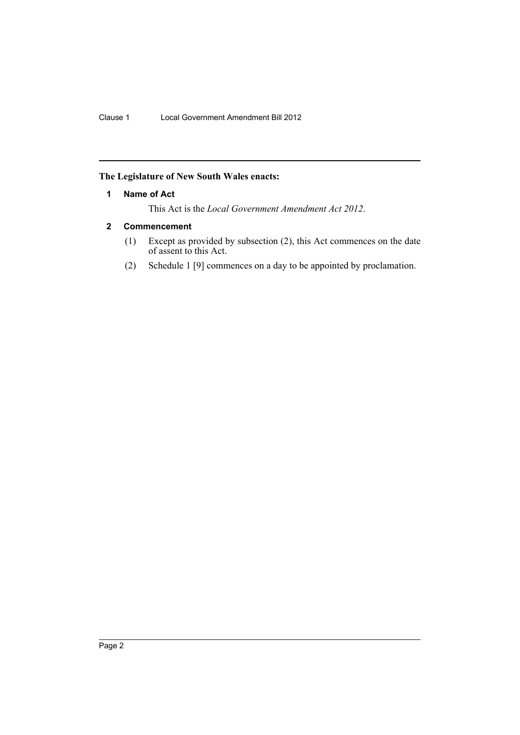**The Legislature of New South Wales enacts:**

## 1 Name of Act

This Act is the *Local Government Amendment Act 2012*.

## 2 Commencement

(1) Except as provided by subsection (2), this Act commences on the date of assent to this Act.

(2) Schedule 1 [9] commences on a day to be appointed by proclamation.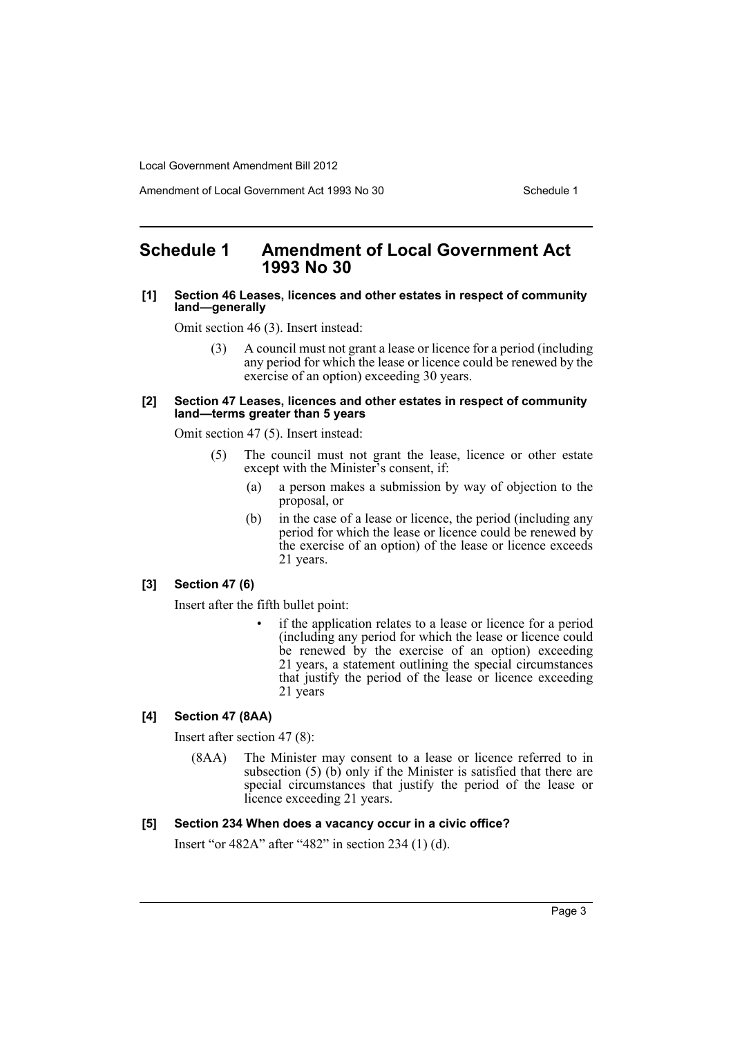# Schedule 1 Amendment of Local Government Act 1993 No 30

**[1] Section 46 Leases, licences and other estates in respect of community land—generally**

Omit section 46 (3). Insert instead:

> (3) A council must not grant a lease or licence for a period (including any period for which the lease or licence could be renewed by the exercise of an option) exceeding 30 years.

**[2] Section 47 Leases, licences and other estates in respect of community land—terms greater than 5 years**

Omit section 47 (5). Insert instead:

> (5) The council must not grant the lease, licence or other estate except with the Minister's consent, if:
>
> (a) a person makes a submission by way of objection to the proposal, or
>
> (b) in the case of a lease or licence, the period (including any period for which the lease or licence could be renewed by the exercise of an option) of the lease or licence exceeds 21 years.

**[3] Section 47 (6)**

Insert after the fifth bullet point:

> - if the application relates to a lease or licence for a period (including any period for which the lease or licence could be renewed by the exercise of an option) exceeding 21 years, a statement outlining the special circumstances that justify the period of the lease or licence exceeding 21 years

**[4] Section 47 (8AA)**

Insert after section 47 (8):

> (8AA) The Minister may consent to a lease or licence referred to in subsection (5) (b) only if the Minister is satisfied that there are special circumstances that justify the period of the lease or licence exceeding 21 years.

**[5] Section 234 When does a vacancy occur in a civic office?**

Insert "or 482A" after "482" in section 234 (1) (d).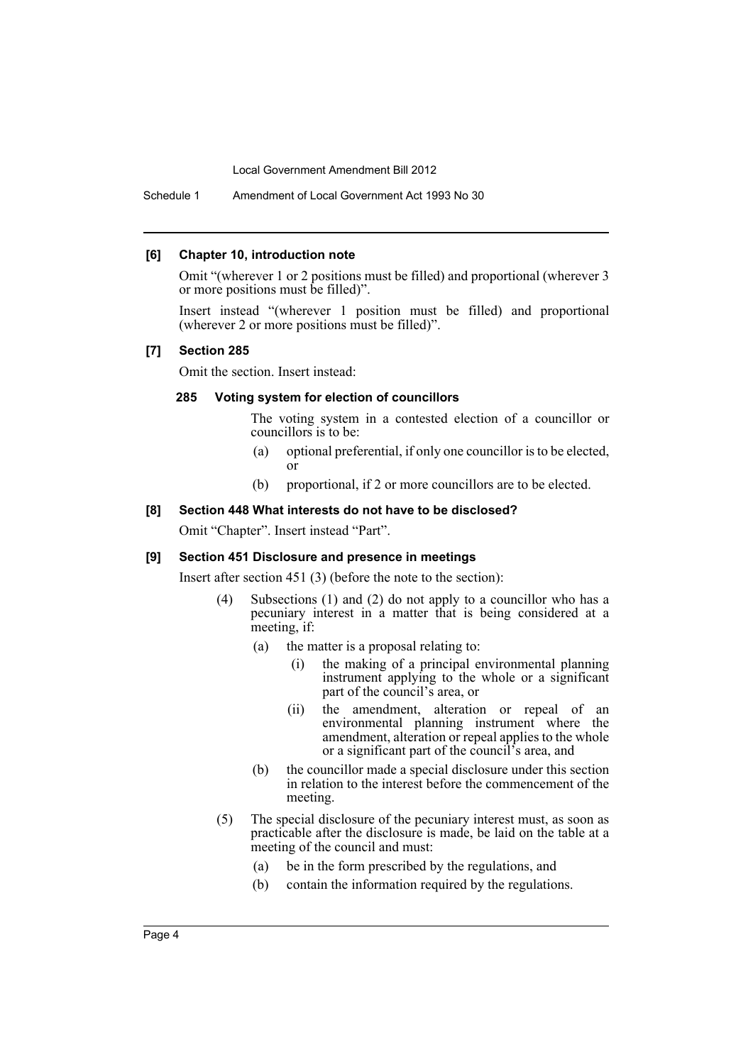#### [6] Chapter 10, introduction note

Omit "(wherever 1 or 2 positions must be filled) and proportional (wherever 3 or more positions must be filled)".

Insert instead "(wherever 1 position must be filled) and proportional (wherever 2 or more positions must be filled)".

#### [7] Section 285

Omit the section. Insert instead:

**285 Voting system for election of councillors**

The voting system in a contested election of a councillor or councillors is to be:

(a) optional preferential, if only one councillor is to be elected, or

(b) proportional, if 2 or more councillors are to be elected.

#### [8] Section 448 What interests do not have to be disclosed?

Omit "Chapter". Insert instead "Part".

#### [9] Section 451 Disclosure and presence in meetings

Insert after section 451 (3) (before the note to the section):

(4) Subsections (1) and (2) do not apply to a councillor who has a pecuniary interest in a matter that is being considered at a meeting, if:

(a) the matter is a proposal relating to:

(i) the making of a principal environmental planning instrument applying to the whole or a significant part of the council's area, or

(ii) the amendment, alteration or repeal of an environmental planning instrument where the amendment, alteration or repeal applies to the whole or a significant part of the council's area, and

(b) the councillor made a special disclosure under this section in relation to the interest before the commencement of the meeting.

(5) The special disclosure of the pecuniary interest must, as soon as practicable after the disclosure is made, be laid on the table at a meeting of the council and must:

(a) be in the form prescribed by the regulations, and

(b) contain the information required by the regulations.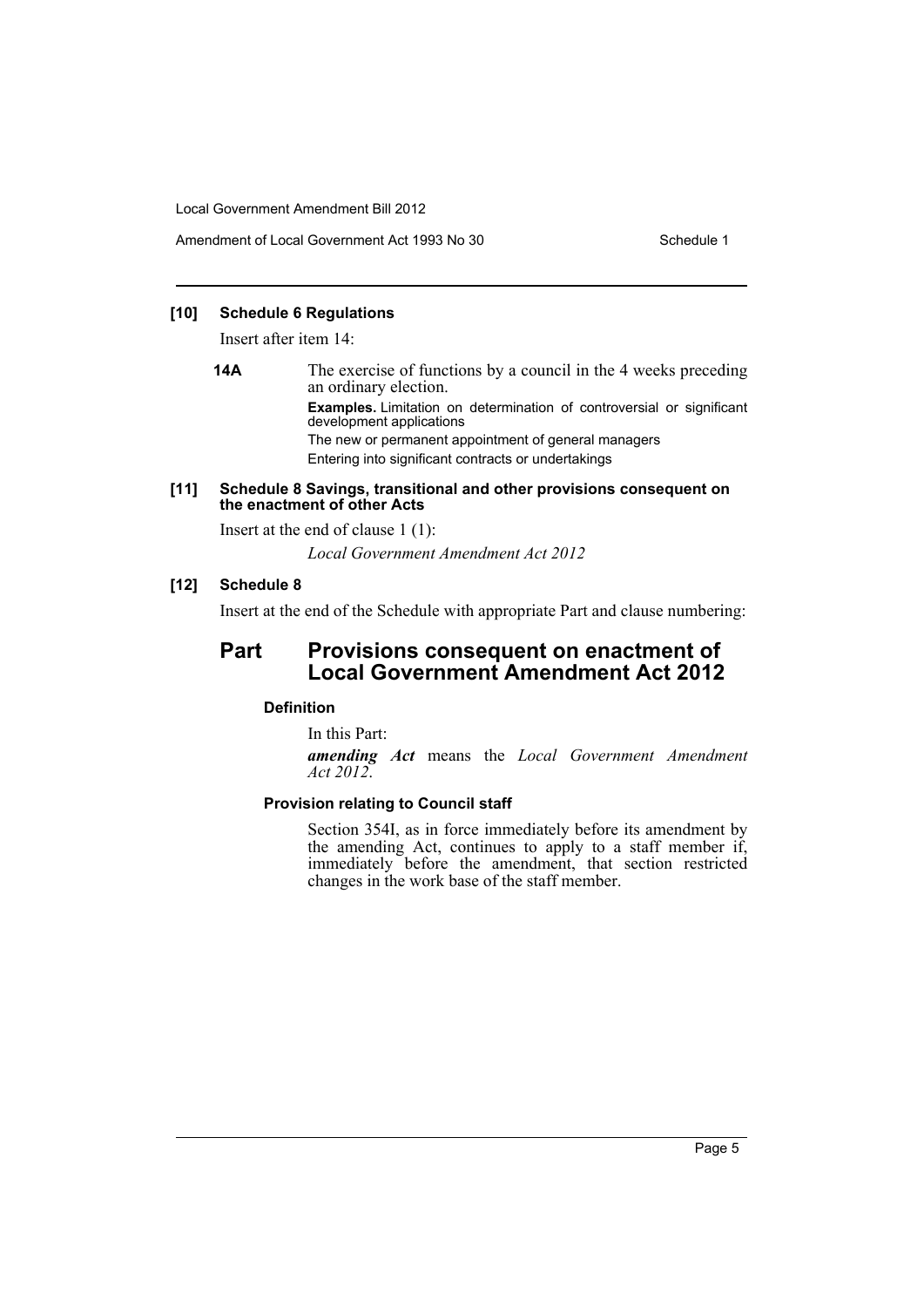**[10] Schedule 6 Regulations**

Insert after item 14:

**14A** The exercise of functions by a council in the 4 weeks preceding an ordinary election.

**Examples.** Limitation on determination of controversial or significant development applications

The new or permanent appointment of general managers

Entering into significant contracts or undertakings

**[11] Schedule 8 Savings, transitional and other provisions consequent on the enactment of other Acts**

Insert at the end of clause 1 (1):

*Local Government Amendment Act 2012*

**[12] Schedule 8**

Insert at the end of the Schedule with appropriate Part and clause numbering:

## Part Provisions consequent on enactment of Local Government Amendment Act 2012

**Definition**

In this Part:

***amending Act*** means the *Local Government Amendment Act 2012*.

**Provision relating to Council staff**

Section 354I, as in force immediately before its amendment by the amending Act, continues to apply to a staff member if, immediately before the amendment, that section restricted changes in the work base of the staff member.